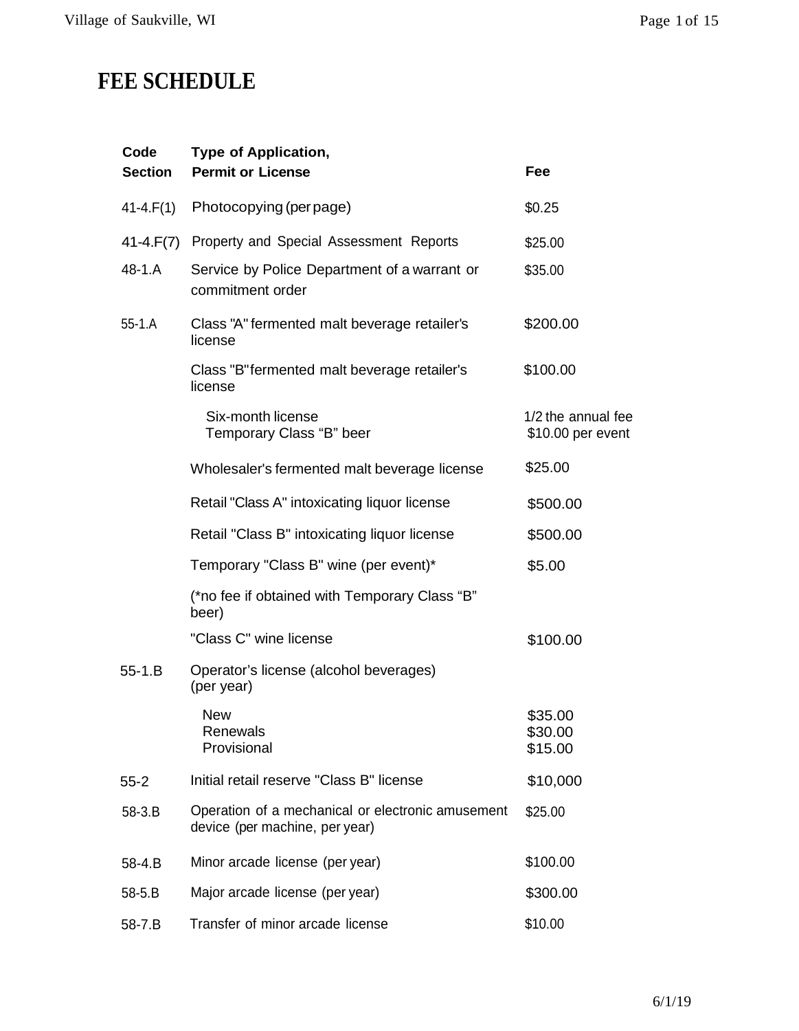# FEE SCHEDULE

| Code Section | Type of Application, Permit or License | Fee |
|---|---|---|
| 41-4.F(1) | Photocopying (per page) | $0.25 |
| 41-4.F(7) | Property and Special Assessment Reports | $25.00 |
| 48-1.A | Service by Police Department of a warrant or commitment order | $35.00 |
| 55-1.A | Class "A" fermented malt beverage retailer's license | $200.00 |
| | Class "B" fermented malt beverage retailer's license | $100.00 |
| | Six-month license | 1/2 the annual fee |
| | Temporary Class "B" beer | $10.00 per event |
| | Wholesaler's fermented malt beverage license | $25.00 |
| | Retail "Class A" intoxicating liquor license | $500.00 |
| | Retail "Class B" intoxicating liquor license | $500.00 |
| | Temporary "Class B" wine (per event)* | $5.00 |
| | (*no fee if obtained with Temporary Class "B" beer) | |
| | "Class C" wine license | $100.00 |
| 55-1.B | Operator's license (alcohol beverages) (per year) | |
| | New | $35.00 |
| | Renewals | $30.00 |
| | Provisional | $15.00 |
| 55-2 | Initial retail reserve "Class B" license | $10,000 |
| 58-3.B | Operation of a mechanical or electronic amusement device (per machine, per year) | $25.00 |
| 58-4.B | Minor arcade license (per year) | $100.00 |
| 58-5.B | Major arcade license (per year) | $300.00 |
| 58-7.B | Transfer of minor arcade license | $10.00 |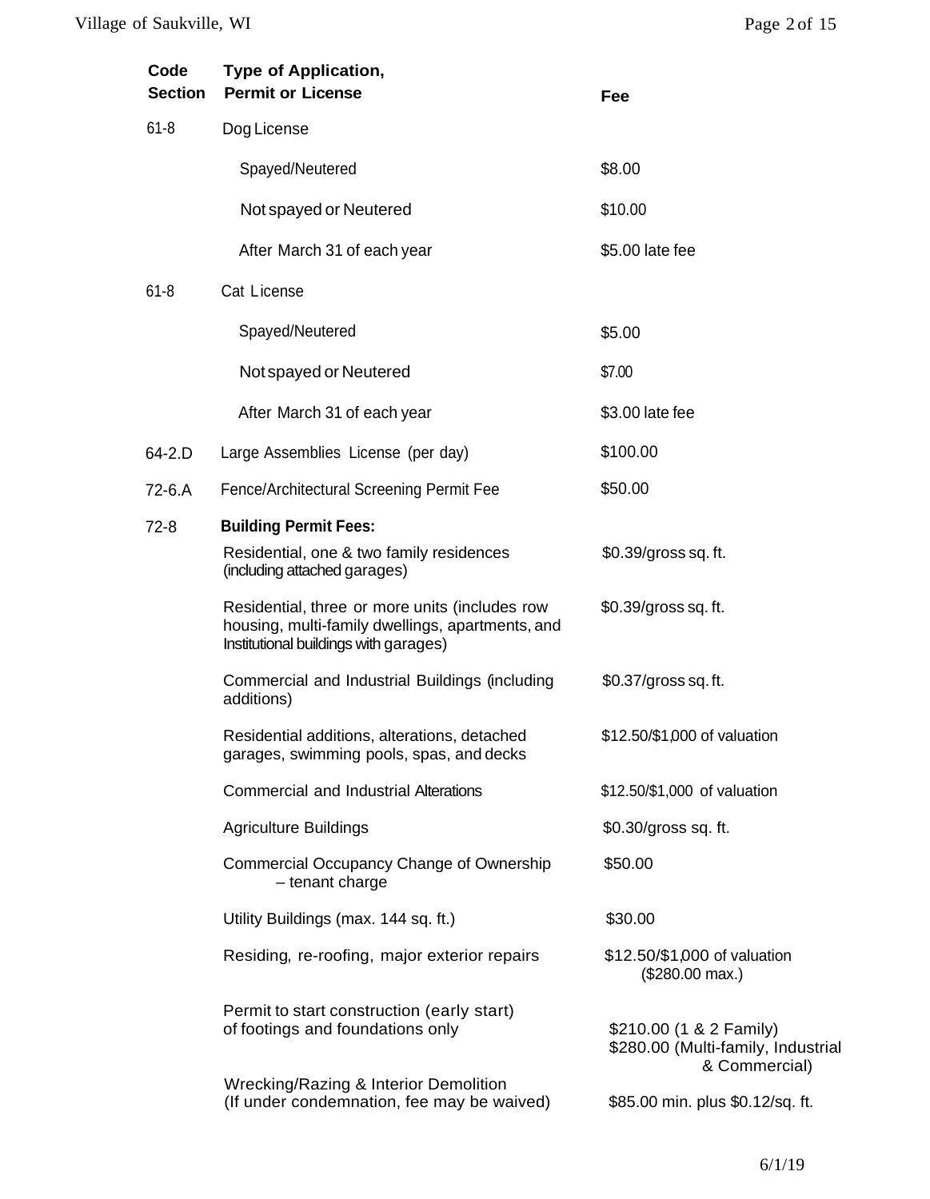| Code Section | Type of Application, Permit or License | Fee |
|---|---|---|
| 61-8 | Dog License | |
| | Spayed/Neutered | $8.00 |
| | Not spayed or Neutered | $10.00 |
| | After March 31 of each year | $5.00 late fee |
| 61-8 | Cat License | |
| | Spayed/Neutered | $5.00 |
| | Not spayed or Neutered | $7.00 |
| | After March 31 of each year | $3.00 late fee |
| 64-2.D | Large Assemblies License (per day) | $100.00 |
| 72-6.A | Fence/Architectural Screening Permit Fee | $50.00 |
| 72-8 | **Building Permit Fees:** | |
| | Residential, one & two family residences (including attached garages) | $0.39/gross sq. ft. |
| | Residential, three or more units (includes row housing, multi-family dwellings, apartments, and Institutional buildings with garages) | $0.39/gross sq. ft. |
| | Commercial and Industrial Buildings (including additions) | $0.37/gross sq. ft. |
| | Residential additions, alterations, detached garages, swimming pools, spas, and decks | $12.50/$1,000 of valuation |
| | Commercial and Industrial Alterations | $12.50/$1,000 of valuation |
| | Agriculture Buildings | $0.30/gross sq. ft. |
| | Commercial Occupancy Change of Ownership – tenant charge | $50.00 |
| | Utility Buildings (max. 144 sq. ft.) | $30.00 |
| | Residing, re-roofing, major exterior repairs | $12.50/$1,000 of valuation ($280.00 max.) |
| | Permit to start construction (early start) of footings and foundations only | $210.00 (1 & 2 Family)<br>$280.00 (Multi-family, Industrial & Commercial) |
| | Wrecking/Razing & Interior Demolition (If under condemnation, fee may be waived) | $85.00 min. plus $0.12/sq. ft. |

6/1/19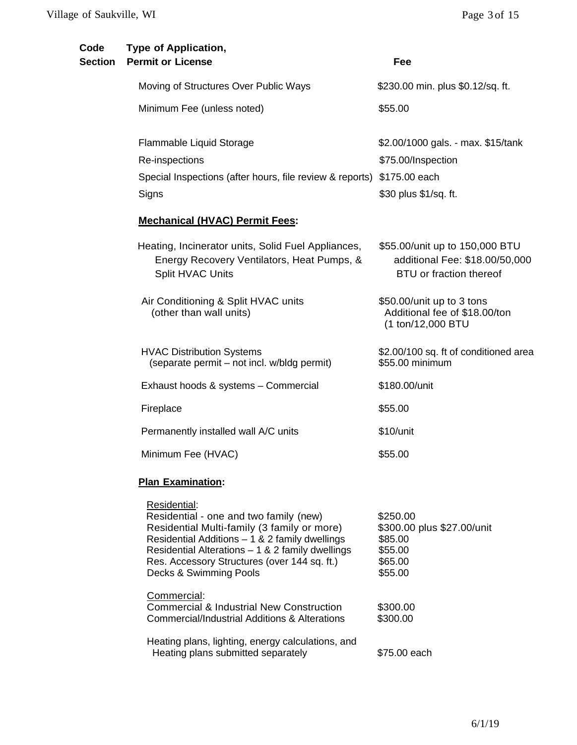| Code Section | Type of Application, Permit or License | Fee |
|---|---|---|
| | Moving of Structures Over Public Ways | \$230.00 min. plus \$0.12/sq. ft. |
| | Minimum Fee (unless noted) | \$55.00 |
| | Flammable Liquid Storage | \$2.00/1000 gals. - max. \$15/tank |
| | Re-inspections | \$75.00/Inspection |
| | Special Inspections (after hours, file review & reports) | \$175.00 each |
| | Signs | \$30 plus \$1/sq. ft. |
| | **Mechanical (HVAC) Permit Fees:** | |
| | Heating, Incinerator units, Solid Fuel Appliances, Energy Recovery Ventilators, Heat Pumps, & Split HVAC Units | \$55.00/unit up to 150,000 BTU additional Fee: \$18.00/50,000 BTU or fraction thereof |
| | Air Conditioning & Split HVAC units (other than wall units) | \$50.00/unit up to 3 tons Additional fee of \$18.00/ton (1 ton/12,000 BTU |
| | HVAC Distribution Systems (separate permit – not incl. w/bldg permit) | \$2.00/100 sq. ft of conditioned area \$55.00 minimum |
| | Exhaust hoods & systems – Commercial | \$180.00/unit |
| | Fireplace | \$55.00 |
| | Permanently installed wall A/C units | \$10/unit |
| | Minimum Fee (HVAC) | \$55.00 |
| | **Plan Examination:** | |
| | Residential: | |
| | Residential - one and two family (new) | \$250.00 |
| | Residential Multi-family (3 family or more) | \$300.00 plus \$27.00/unit |
| | Residential Additions – 1 & 2 family dwellings | \$85.00 |
| | Residential Alterations – 1 & 2 family dwellings | \$55.00 |
| | Res. Accessory Structures (over 144 sq. ft.) | \$65.00 |
| | Decks & Swimming Pools | \$55.00 |
| | Commercial: | |
| | Commercial & Industrial New Construction | \$300.00 |
| | Commercial/Industrial Additions & Alterations | \$300.00 |
| | Heating plans, lighting, energy calculations, and Heating plans submitted separately | \$75.00 each |

6/1/19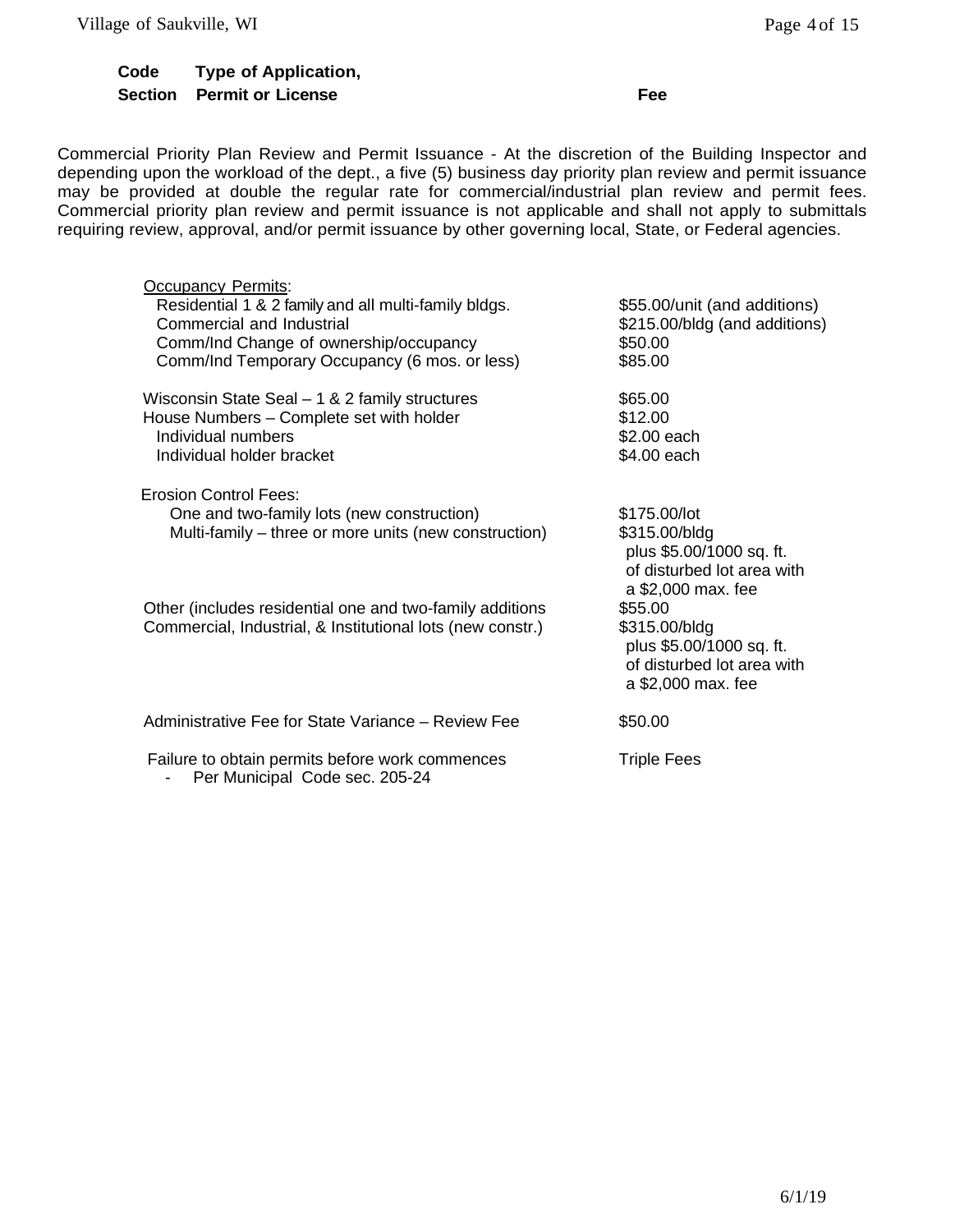| Code Section | Type of Application, Permit or License | Fee |
| --- | --- | --- |

Commercial Priority Plan Review and Permit Issuance - At the discretion of the Building Inspector and depending upon the workload of the dept., a five (5) business day priority plan review and permit issuance may be provided at double the regular rate for commercial/industrial plan review and permit fees. Commercial priority plan review and permit issuance is not applicable and shall not apply to submittals requiring review, approval, and/or permit issuance by other governing local, State, or Federal agencies.

| Type of Application, Permit or License | Fee |
| --- | --- |
| Occupancy Permits: | |
| Residential 1 & 2 family and all multi-family bldgs. | $55.00/unit (and additions) |
| Commercial and Industrial | $215.00/bldg (and additions) |
| Comm/Ind Change of ownership/occupancy | $50.00 |
| Comm/Ind Temporary Occupancy (6 mos. or less) | $85.00 |
| Wisconsin State Seal – 1 & 2 family structures | $65.00 |
| House Numbers – Complete set with holder | $12.00 |
| Individual numbers | $2.00 each |
| Individual holder bracket | $4.00 each |
| Erosion Control Fees: | |
| One and two-family lots (new construction) | $175.00/lot |
| Multi-family – three or more units (new construction) | $315.00/bldg plus $5.00/1000 sq. ft. of disturbed lot area with a $2,000 max. fee |
| Other (includes residential one and two-family additions | $55.00 |
| Commercial, Industrial, & Institutional lots (new constr.) | $315.00/bldg plus $5.00/1000 sq. ft. of disturbed lot area with a $2,000 max. fee |
| Administrative Fee for State Variance – Review Fee | $50.00 |
| Failure to obtain permits before work commences<br>- Per Municipal Code sec. 205-24 | Triple Fees |

6/1/19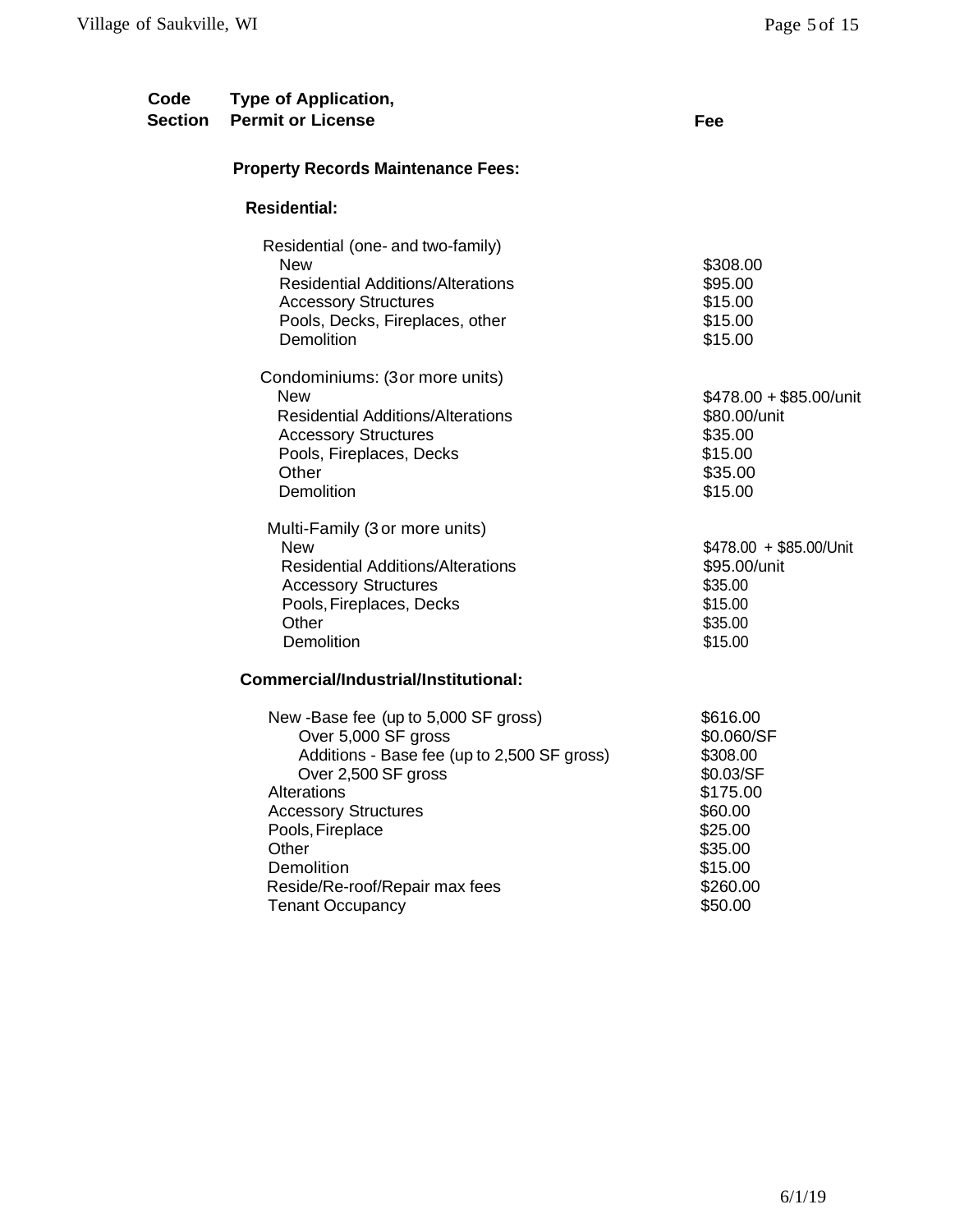| Code Section | Type of Application, Permit or License | Fee |
|---|---|---|
| | **Property Records Maintenance Fees:** | |
| | **Residential:** | |
| | Residential (one- and two-family) | |
| | New | \$308.00 |
| | Residential Additions/Alterations | \$95.00 |
| | Accessory Structures | \$15.00 |
| | Pools, Decks, Fireplaces, other | \$15.00 |
| | Demolition | \$15.00 |
| | Condominiums: (3or more units) | |
| | New | \$478.00 + \$85.00/unit |
| | Residential Additions/Alterations | \$80.00/unit |
| | Accessory Structures | \$35.00 |
| | Pools, Fireplaces, Decks | \$15.00 |
| | Other | \$35.00 |
| | Demolition | \$15.00 |
| | Multi-Family (3 or more units) | |
| | New | \$478.00 + \$85.00/Unit |
| | Residential Additions/Alterations | \$95.00/unit |
| | Accessory Structures | \$35.00 |
| | Pools, Fireplaces, Decks | \$15.00 |
| | Other | \$35.00 |
| | Demolition | \$15.00 |
| | **Commercial/Industrial/Institutional:** | |
| | New -Base fee (up to 5,000 SF gross) | \$616.00 |
| | Over 5,000 SF gross | \$0.060/SF |
| | Additions - Base fee (up to 2,500 SF gross) | \$308.00 |
| | Over 2,500 SF gross | \$0.03/SF |
| | Alterations | \$175.00 |
| | Accessory Structures | \$60.00 |
| | Pools, Fireplace | \$25.00 |
| | Other | \$35.00 |
| | Demolition | \$15.00 |
| | Reside/Re-roof/Repair max fees | \$260.00 |
| | Tenant Occupancy | \$50.00 |

6/1/19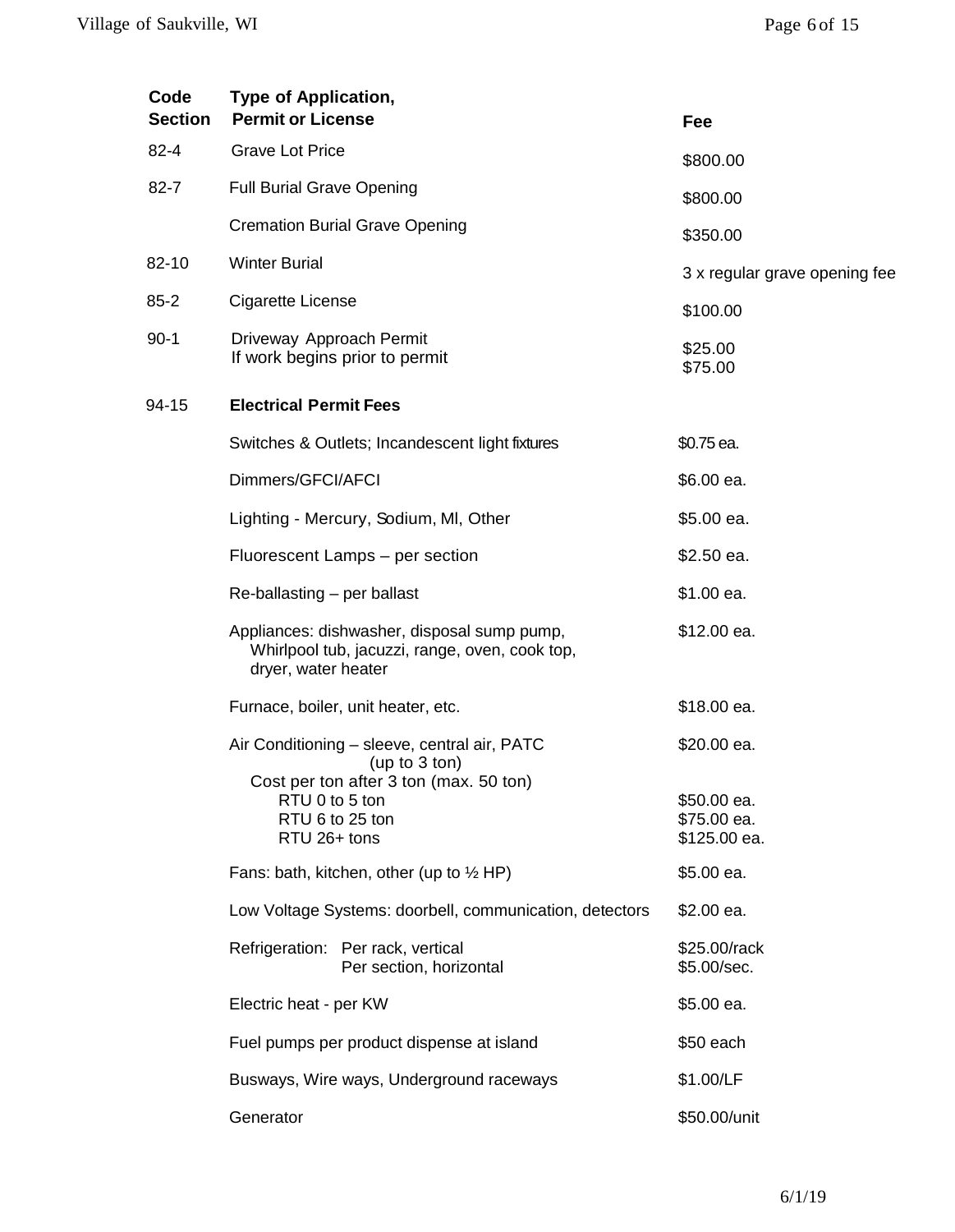| Code Section | Type of Application, Permit or License | Fee |
|---|---|---|
| 82-4 | Grave Lot Price | $800.00 |
| 82-7 | Full Burial Grave Opening | $800.00 |
| | Cremation Burial Grave Opening | $350.00 |
| 82-10 | Winter Burial | 3 x regular grave opening fee |
| 85-2 | Cigarette License | $100.00 |
| 90-1 | Driveway Approach Permit<br>If work begins prior to permit | $25.00<br>$75.00 |
| 94-15 | **Electrical Permit Fees** | |
| | Switches & Outlets; Incandescent light fixtures | $0.75 ea. |
| | Dimmers/GFCI/AFCI | $6.00 ea. |
| | Lighting - Mercury, Sodium, MI, Other | $5.00 ea. |
| | Fluorescent Lamps – per section | $2.50 ea. |
| | Re-ballasting – per ballast | $1.00 ea. |
| | Appliances: dishwasher, disposal sump pump, Whirlpool tub, jacuzzi, range, oven, cook top, dryer, water heater | $12.00 ea. |
| | Furnace, boiler, unit heater, etc. | $18.00 ea. |
| | Air Conditioning – sleeve, central air, PATC (up to 3 ton) | $20.00 ea. |
| | Cost per ton after 3 ton (max. 50 ton) | |
| | RTU 0 to 5 ton | $50.00 ea. |
| | RTU 6 to 25 ton | $75.00 ea. |
| | RTU 26+ tons | $125.00 ea. |
| | Fans: bath, kitchen, other (up to ½ HP) | $5.00 ea. |
| | Low Voltage Systems: doorbell, communication, detectors | $2.00 ea. |
| | Refrigeration: Per rack, vertical | $25.00/rack |
| | Per section, horizontal | $5.00/sec. |
| | Electric heat - per KW | $5.00 ea. |
| | Fuel pumps per product dispense at island | $50 each |
| | Busways, Wire ways, Underground raceways | $1.00/LF |
| | Generator | $50.00/unit |

6/1/19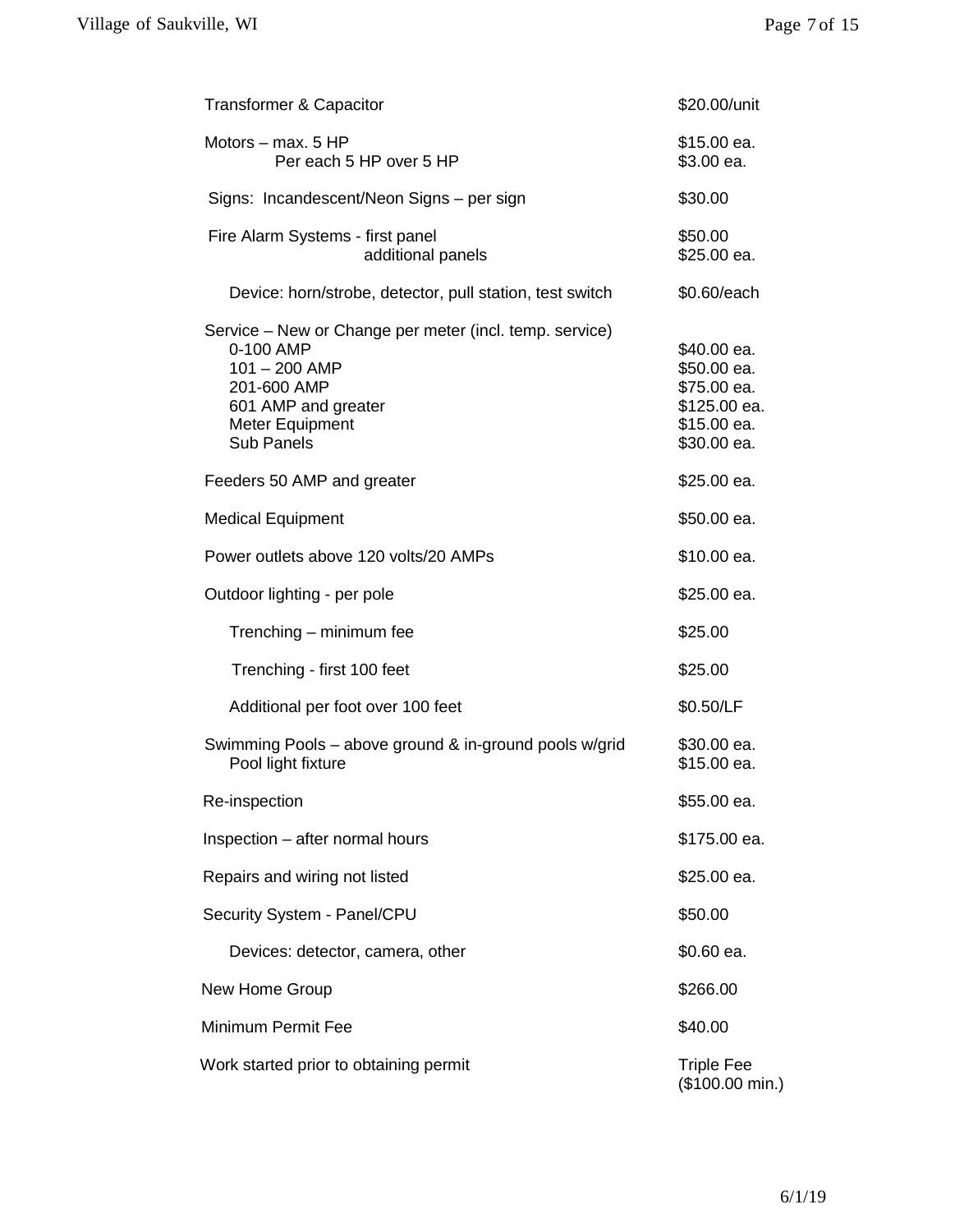| | |
|---|---|
| Transformer & Capacitor | $20.00/unit |
| Motors – max. 5 HP | $15.00 ea. |
| Per each 5 HP over 5 HP | $3.00 ea. |
| Signs: Incandescent/Neon Signs – per sign | $30.00 |
| Fire Alarm Systems - first panel | $50.00 |
| additional panels | $25.00 ea. |
| Device: horn/strobe, detector, pull station, test switch | $0.60/each |
| Service – New or Change per meter (incl. temp. service) | |
| 0-100 AMP | $40.00 ea. |
| 101 – 200 AMP | $50.00 ea. |
| 201-600 AMP | $75.00 ea. |
| 601 AMP and greater | $125.00 ea. |
| Meter Equipment | $15.00 ea. |
| Sub Panels | $30.00 ea. |
| Feeders 50 AMP and greater | $25.00 ea. |
| Medical Equipment | $50.00 ea. |
| Power outlets above 120 volts/20 AMPs | $10.00 ea. |
| Outdoor lighting - per pole | $25.00 ea. |
| Trenching – minimum fee | $25.00 |
| Trenching - first 100 feet | $25.00 |
| Additional per foot over 100 feet | $0.50/LF |
| Swimming Pools – above ground & in-ground pools w/grid | $30.00 ea. |
| Pool light fixture | $15.00 ea. |
| Re-inspection | $55.00 ea. |
| Inspection – after normal hours | $175.00 ea. |
| Repairs and wiring not listed | $25.00 ea. |
| Security System - Panel/CPU | $50.00 |
| Devices: detector, camera, other | $0.60 ea. |
| New Home Group | $266.00 |
| Minimum Permit Fee | $40.00 |
| Work started prior to obtaining permit | Triple Fee ($100.00 min.) |

6/1/19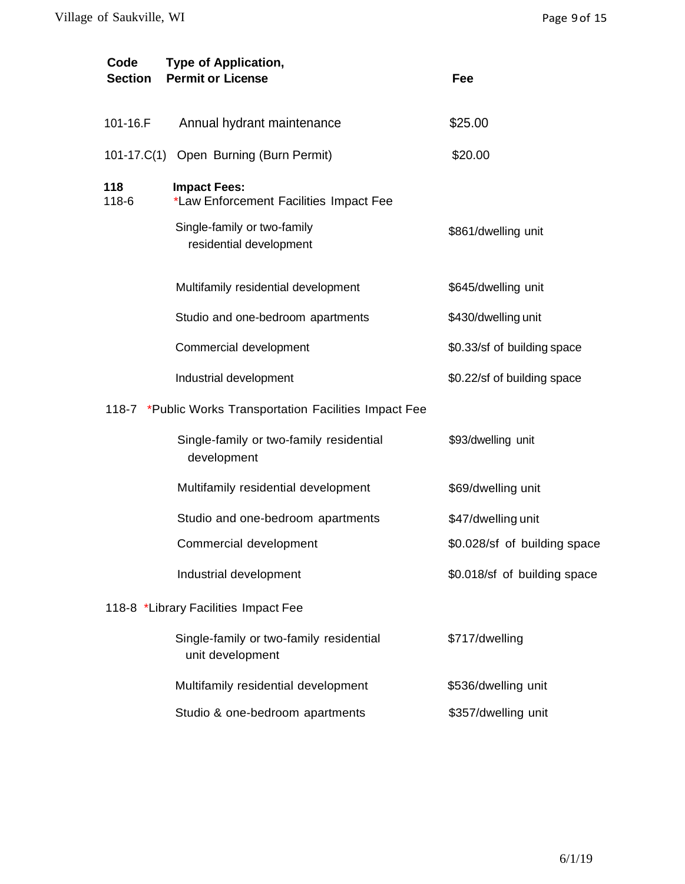| Code Section | Type of Application, Permit or License | Fee |
| --- | --- | --- |
| 101-16.F | Annual hydrant maintenance | $25.00 |
| 101-17.C(1) | Open Burning (Burn Permit) | $20.00 |
| **118** | **Impact Fees:** | |
| 118-6 | *Law Enforcement Facilities Impact Fee | |
| | Single-family or two-family residential development | $861/dwelling unit |
| | Multifamily residential development | $645/dwelling unit |
| | Studio and one-bedroom apartments | $430/dwelling unit |
| | Commercial development | $0.33/sf of building space |
| | Industrial development | $0.22/sf of building space |
| 118-7 | *Public Works Transportation Facilities Impact Fee | |
| | Single-family or two-family residential development | $93/dwelling unit |
| | Multifamily residential development | $69/dwelling unit |
| | Studio and one-bedroom apartments | $47/dwelling unit |
| | Commercial development | $0.028/sf of building space |
| | Industrial development | $0.018/sf of building space |
| 118-8 | *Library Facilities Impact Fee | |
| | Single-family or two-family residential unit development | $717/dwelling |
| | Multifamily residential development | $536/dwelling unit |
| | Studio & one-bedroom apartments | $357/dwelling unit |

6/1/19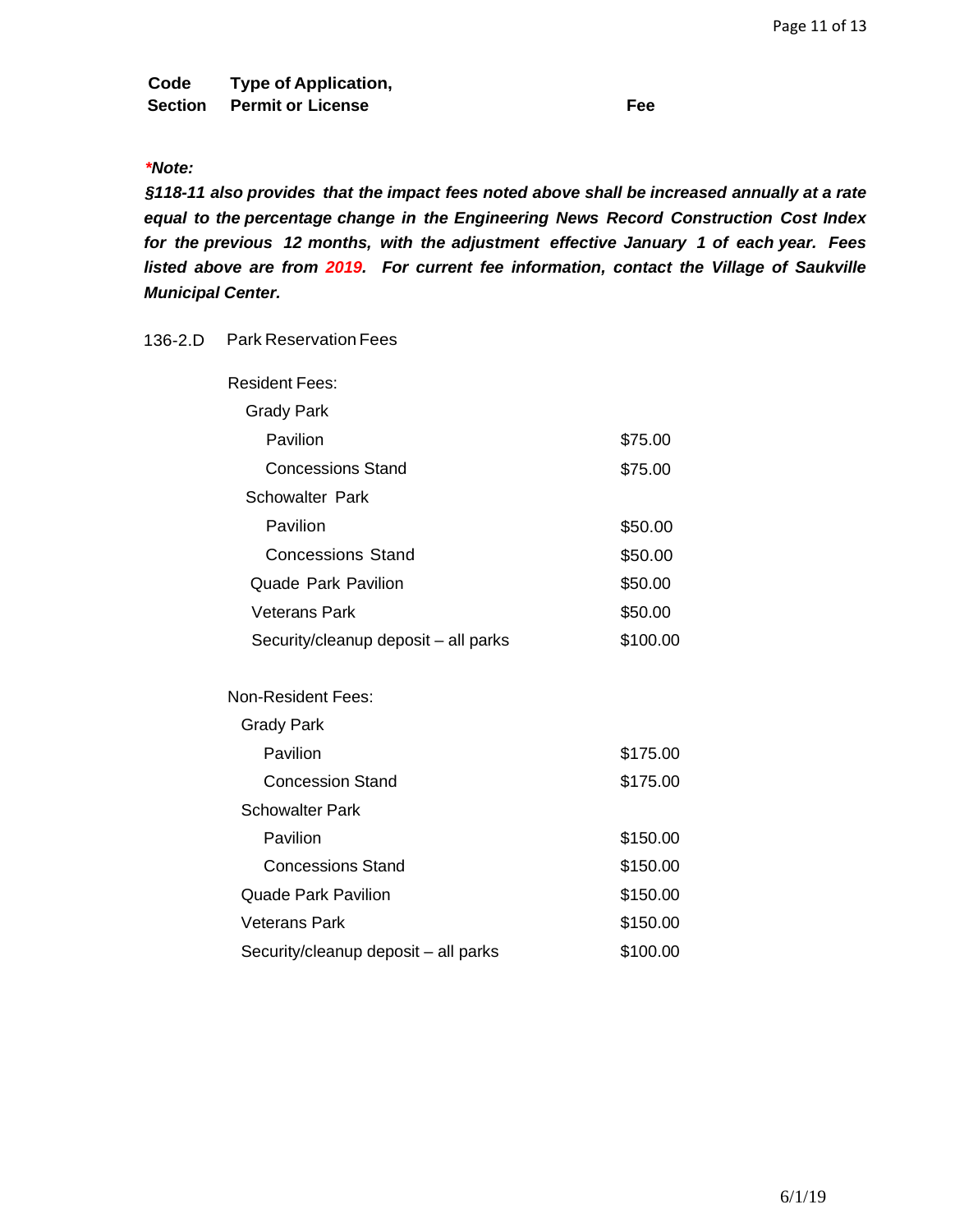| Code Section | Type of Application, Permit or License | Fee |
|---|---|---|

***\*Note:***

***§118-11 also provides that the impact fees noted above shall be increased annually at a rate equal to the percentage change in the Engineering News Record Construction Cost Index for the previous 12 months, with the adjustment effective January 1 of each year. Fees listed above are from 2019. For current fee information, contact the Village of Saukville Municipal Center.***

| Code Section | Type of Application, Permit or License | Fee |
|---|---|---|
| 136-2.D | Park Reservation Fees | |
| | Resident Fees: | |
| | Grady Park | |
| | Pavilion | $75.00 |
| | Concessions Stand | $75.00 |
| | Schowalter Park | |
| | Pavilion | $50.00 |
| | Concessions Stand | $50.00 |
| | Quade Park Pavilion | $50.00 |
| | Veterans Park | $50.00 |
| | Security/cleanup deposit – all parks | $100.00 |
| | Non-Resident Fees: | |
| | Grady Park | |
| | Pavilion | $175.00 |
| | Concession Stand | $175.00 |
| | Schowalter Park | |
| | Pavilion | $150.00 |
| | Concessions Stand | $150.00 |
| | Quade Park Pavilion | $150.00 |
| | Veterans Park | $150.00 |
| | Security/cleanup deposit – all parks | $100.00 |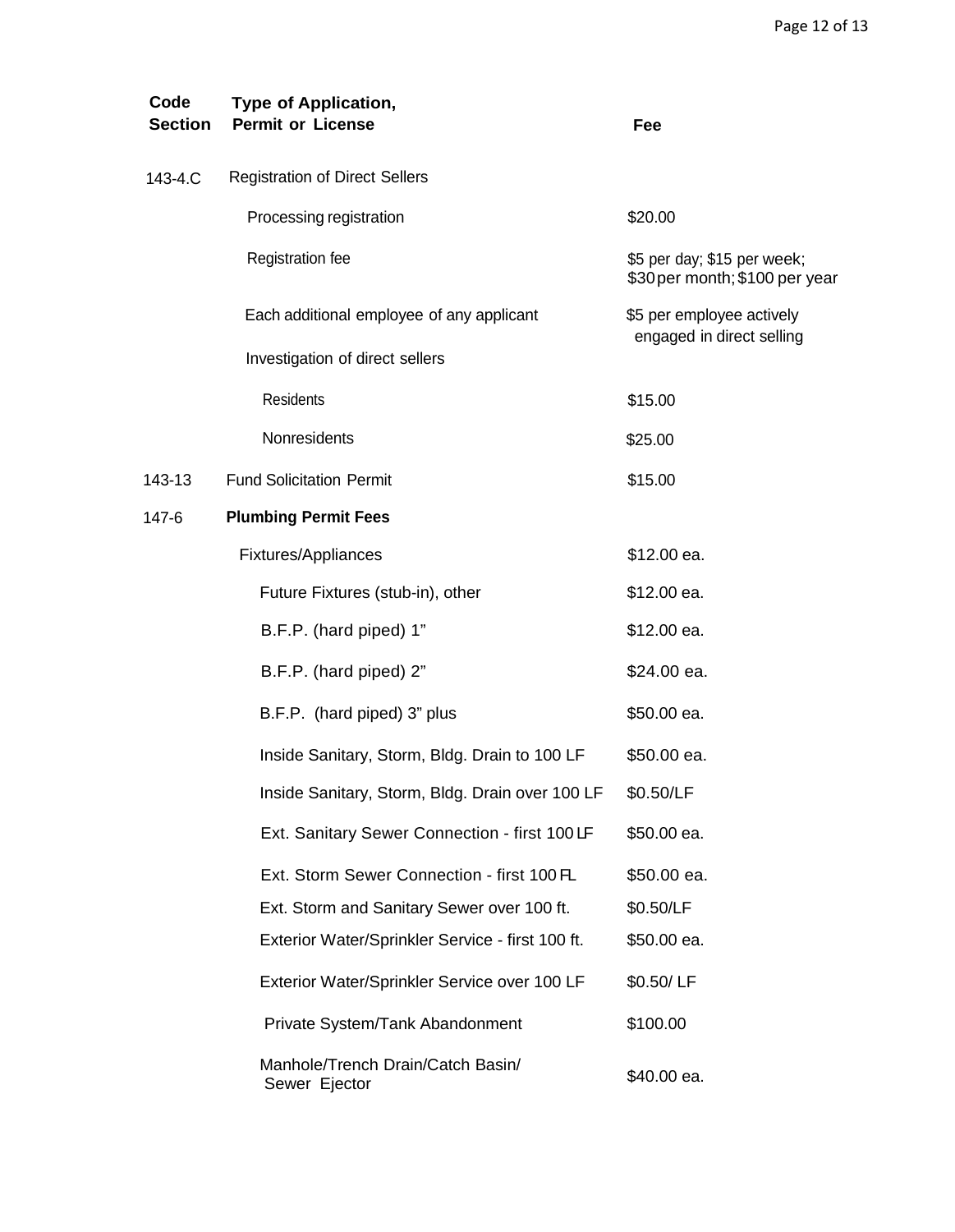| Code Section | Type of Application, Permit or License | Fee |
|---|---|---|
| 143-4.C | Registration of Direct Sellers | |
| | Processing registration | $20.00 |
| | Registration fee | $5 per day; $15 per week; $30 per month; $100 per year |
| | Each additional employee of any applicant | $5 per employee actively engaged in direct selling |
| | Investigation of direct sellers | |
| | Residents | $15.00 |
| | Nonresidents | $25.00 |
| 143-13 | Fund Solicitation Permit | $15.00 |
| 147-6 | **Plumbing Permit Fees** | |
| | Fixtures/Appliances | $12.00 ea. |
| | Future Fixtures (stub-in), other | $12.00 ea. |
| | B.F.P. (hard piped) 1” | $12.00 ea. |
| | B.F.P. (hard piped) 2” | $24.00 ea. |
| | B.F.P. (hard piped) 3” plus | $50.00 ea. |
| | Inside Sanitary, Storm, Bldg. Drain to 100 LF | $50.00 ea. |
| | Inside Sanitary, Storm, Bldg. Drain over 100 LF | $0.50/LF |
| | Ext. Sanitary Sewer Connection - first 100 LF | $50.00 ea. |
| | Ext. Storm Sewer Connection - first 100 FL | $50.00 ea. |
| | Ext. Storm and Sanitary Sewer over 100 ft. | $0.50/LF |
| | Exterior Water/Sprinkler Service - first 100 ft. | $50.00 ea. |
| | Exterior Water/Sprinkler Service over 100 LF | $0.50/ LF |
| | Private System/Tank Abandonment | $100.00 |
| | Manhole/Trench Drain/Catch Basin/ Sewer Ejector | $40.00 ea. |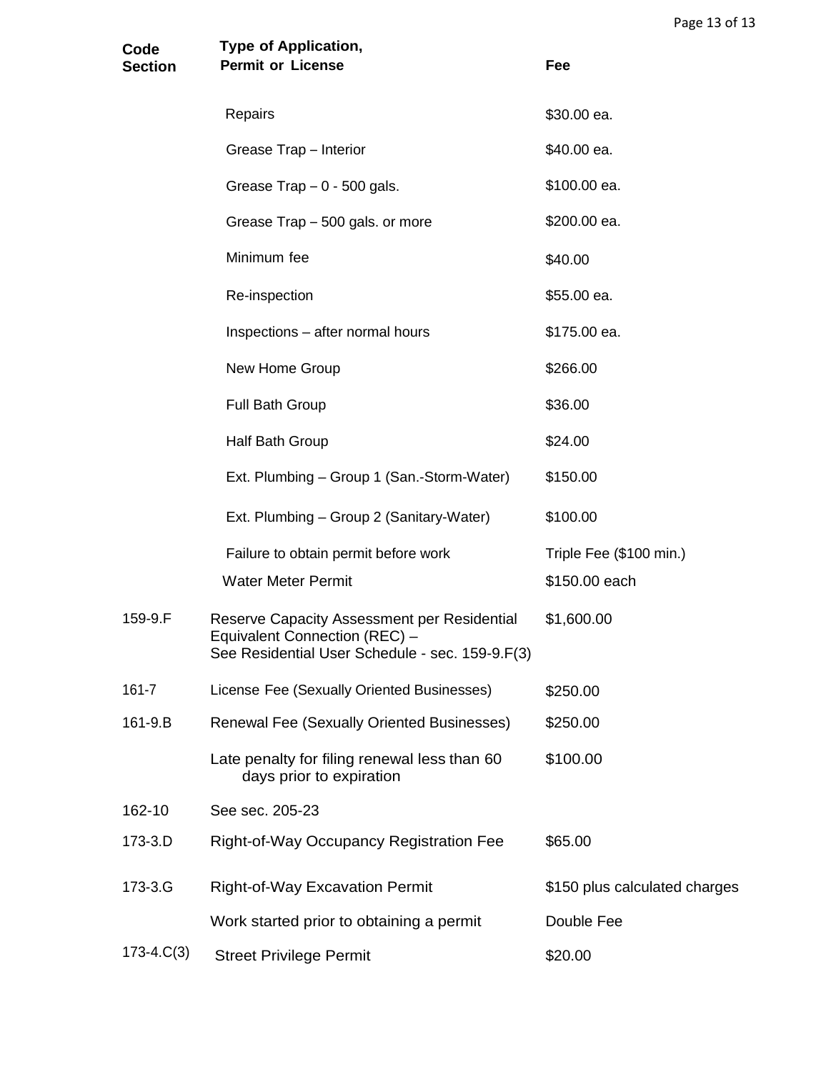| Code Section | Type of Application, Permit or License | Fee |
|---|---|---|
| | Repairs | $30.00 ea. |
| | Grease Trap – Interior | $40.00 ea. |
| | Grease Trap – 0 - 500 gals. | $100.00 ea. |
| | Grease Trap – 500 gals. or more | $200.00 ea. |
| | Minimum fee | $40.00 |
| | Re-inspection | $55.00 ea. |
| | Inspections – after normal hours | $175.00 ea. |
| | New Home Group | $266.00 |
| | Full Bath Group | $36.00 |
| | Half Bath Group | $24.00 |
| | Ext. Plumbing – Group 1 (San.-Storm-Water) | $150.00 |
| | Ext. Plumbing – Group 2 (Sanitary-Water) | $100.00 |
| | Failure to obtain permit before work | Triple Fee ($100 min.) |
| | Water Meter Permit | $150.00 each |
| 159-9.F | Reserve Capacity Assessment per Residential Equivalent Connection (REC) – See Residential User Schedule - sec. 159-9.F(3) | $1,600.00 |
| 161-7 | License Fee (Sexually Oriented Businesses) | $250.00 |
| 161-9.B | Renewal Fee (Sexually Oriented Businesses) | $250.00 |
| | Late penalty for filing renewal less than 60 days prior to expiration | $100.00 |
| 162-10 | See sec. 205-23 | |
| 173-3.D | Right-of-Way Occupancy Registration Fee | $65.00 |
| 173-3.G | Right-of-Way Excavation Permit | $150 plus calculated charges |
| | Work started prior to obtaining a permit | Double Fee |
| 173-4.C(3) | Street Privilege Permit | $20.00 |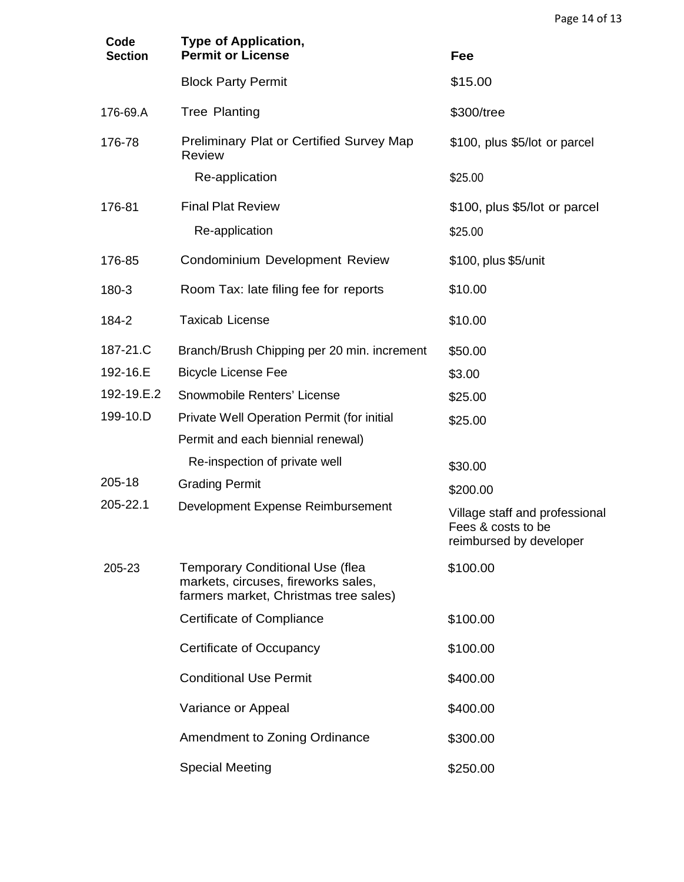| Code Section | Type of Application, Permit or License | Fee |
|---|---|---|
| | Block Party Permit | $15.00 |
| 176-69.A | Tree Planting | $300/tree |
| 176-78 | Preliminary Plat or Certified Survey Map Review | $100, plus $5/lot or parcel |
| | Re-application | $25.00 |
| 176-81 | Final Plat Review | $100, plus $5/lot or parcel |
| | Re-application | $25.00 |
| 176-85 | Condominium Development Review | $100, plus $5/unit |
| 180-3 | Room Tax: late filing fee for reports | $10.00 |
| 184-2 | Taxicab License | $10.00 |
| 187-21.C | Branch/Brush Chipping per 20 min. increment | $50.00 |
| 192-16.E | Bicycle License Fee | $3.00 |
| 192-19.E.2 | Snowmobile Renters' License | $25.00 |
| 199-10.D | Private Well Operation Permit (for initial Permit and each biennial renewal) | $25.00 |
| | Re-inspection of private well | $30.00 |
| 205-18 | Grading Permit | $200.00 |
| 205-22.1 | Development Expense Reimbursement | Village staff and professional Fees & costs to be reimbursed by developer |
| 205-23 | Temporary Conditional Use (flea markets, circuses, fireworks sales, farmers market, Christmas tree sales) | $100.00 |
| | Certificate of Compliance | $100.00 |
| | Certificate of Occupancy | $100.00 |
| | Conditional Use Permit | $400.00 |
| | Variance or Appeal | $400.00 |
| | Amendment to Zoning Ordinance | $300.00 |
| | Special Meeting | $250.00 |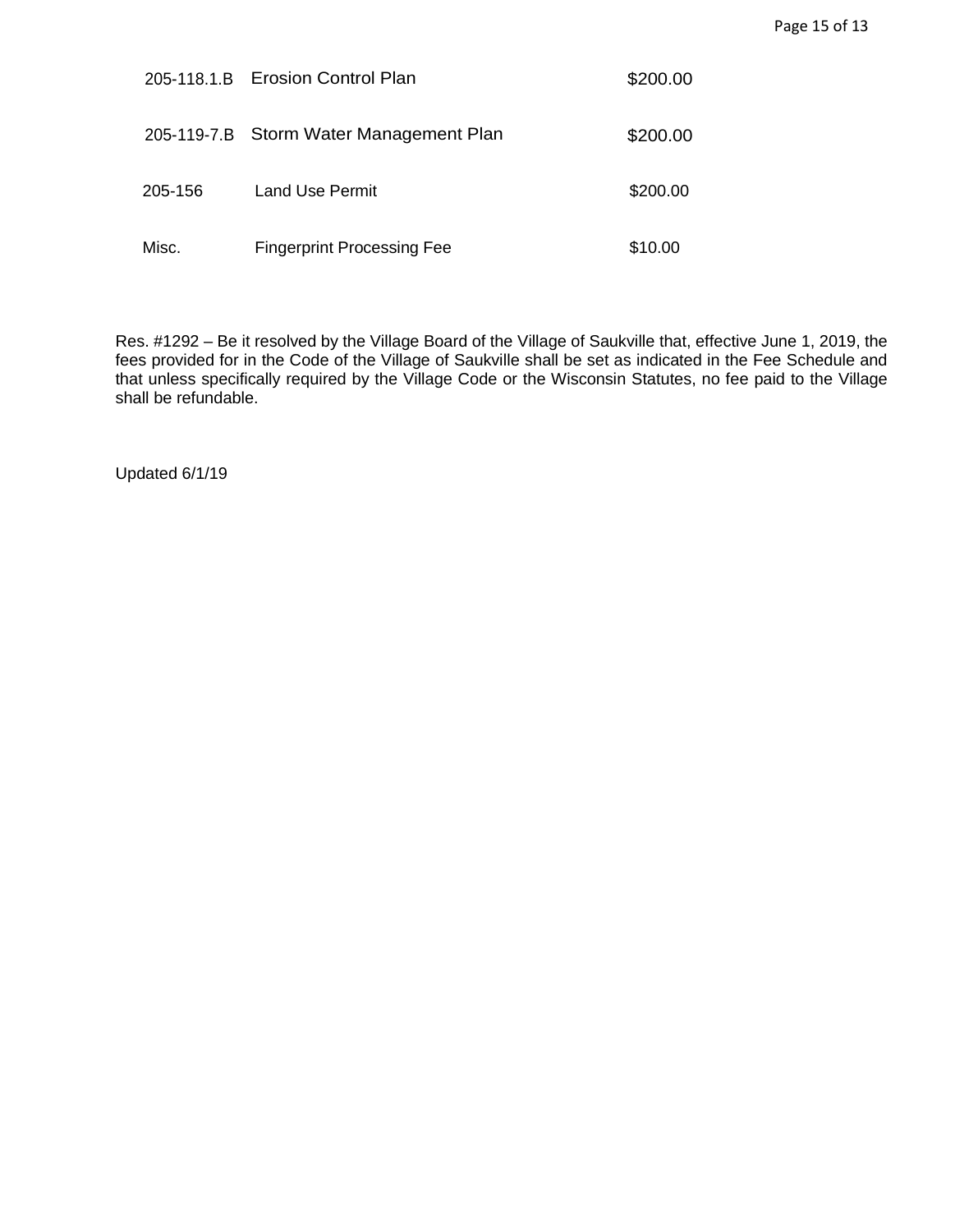| | | |
|---|---|---|
| 205-118.1.B | Erosion Control Plan | $200.00 |
| 205-119-7.B | Storm Water Management Plan | $200.00 |
| 205-156 | Land Use Permit | $200.00 |
| Misc. | Fingerprint Processing Fee | $10.00 |

Res. #1292 – Be it resolved by the Village Board of the Village of Saukville that, effective June 1, 2019, the fees provided for in the Code of the Village of Saukville shall be set as indicated in the Fee Schedule and that unless specifically required by the Village Code or the Wisconsin Statutes, no fee paid to the Village shall be refundable.

Updated 6/1/19